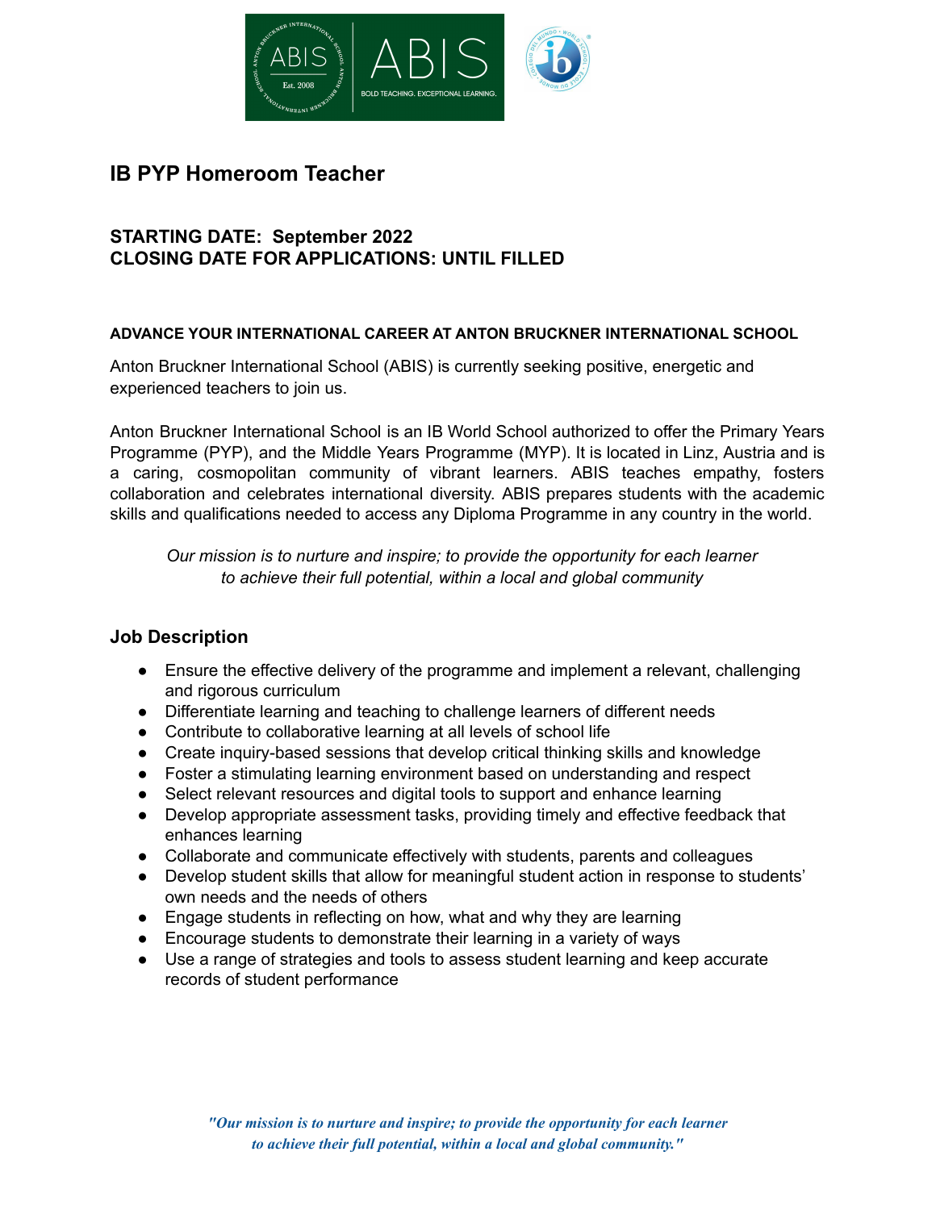# IB PYP Homeroom Teacher

## STARTING DATE: September 2022
## CLOSING DATE FOR APPLICATIONS: UNTIL FILLED

#### ADVANCE YOUR INTERNATIONAL CAREER AT ANTON BRUCKNER INTERNATIONAL SCHOOL

Anton Bruckner International School (ABIS) is currently seeking positive, energetic and experienced teachers to join us.

Anton Bruckner International School is an IB World School authorized to offer the Primary Years Programme (PYP), and the Middle Years Programme (MYP). It is located in Linz, Austria and is a caring, cosmopolitan community of vibrant learners. ABIS teaches empathy, fosters collaboration and celebrates international diversity. ABIS prepares students with the academic skills and qualifications needed to access any Diploma Programme in any country in the world.

*Our mission is to nurture and inspire; to provide the opportunity for each learner to achieve their full potential, within a local and global community*

### Job Description

- Ensure the effective delivery of the programme and implement a relevant, challenging and rigorous curriculum
- Differentiate learning and teaching to challenge learners of different needs
- Contribute to collaborative learning at all levels of school life
- Create inquiry-based sessions that develop critical thinking skills and knowledge
- Foster a stimulating learning environment based on understanding and respect
- Select relevant resources and digital tools to support and enhance learning
- Develop appropriate assessment tasks, providing timely and effective feedback that enhances learning
- Collaborate and communicate effectively with students, parents and colleagues
- Develop student skills that allow for meaningful student action in response to students' own needs and the needs of others
- Engage students in reflecting on how, what and why they are learning
- Encourage students to demonstrate their learning in a variety of ways
- Use a range of strategies and tools to assess student learning and keep accurate records of student performance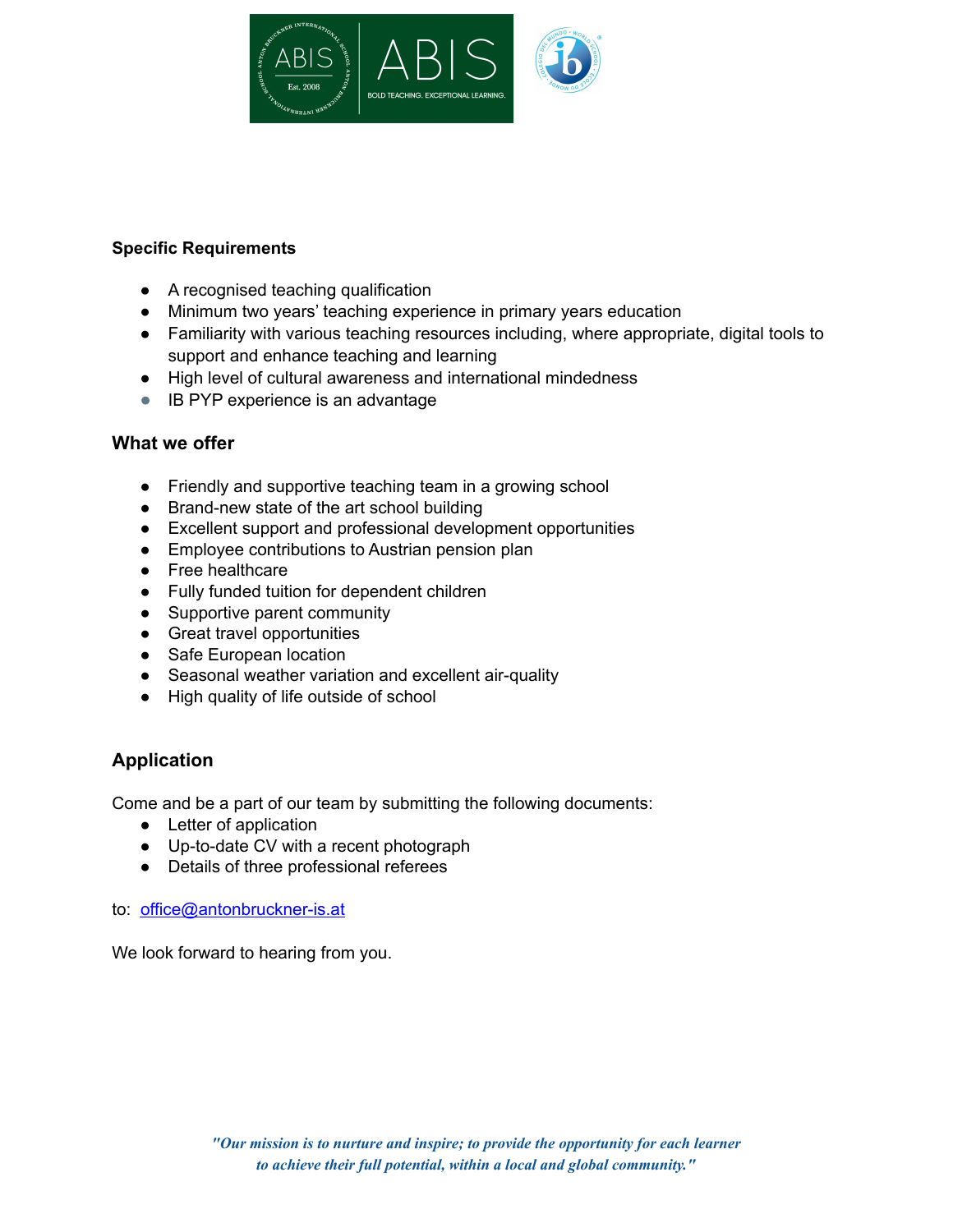### Specific Requirements

- A recognised teaching qualification
- Minimum two years' teaching experience in primary years education
- Familiarity with various teaching resources including, where appropriate, digital tools to support and enhance teaching and learning
- High level of cultural awareness and international mindedness
- IB PYP experience is an advantage

### What we offer

- Friendly and supportive teaching team in a growing school
- Brand-new state of the art school building
- Excellent support and professional development opportunities
- Employee contributions to Austrian pension plan
- Free healthcare
- Fully funded tuition for dependent children
- Supportive parent community
- Great travel opportunities
- Safe European location
- Seasonal weather variation and excellent air-quality
- High quality of life outside of school

## Application

Come and be a part of our team by submitting the following documents:

- Letter of application
- Up-to-date CV with a recent photograph
- Details of three professional referees

to: office@antonbruckner-is.at

We look forward to hearing from you.

*"Our mission is to nurture and inspire; to provide the opportunity for each learner to achieve their full potential, within a local and global community."*